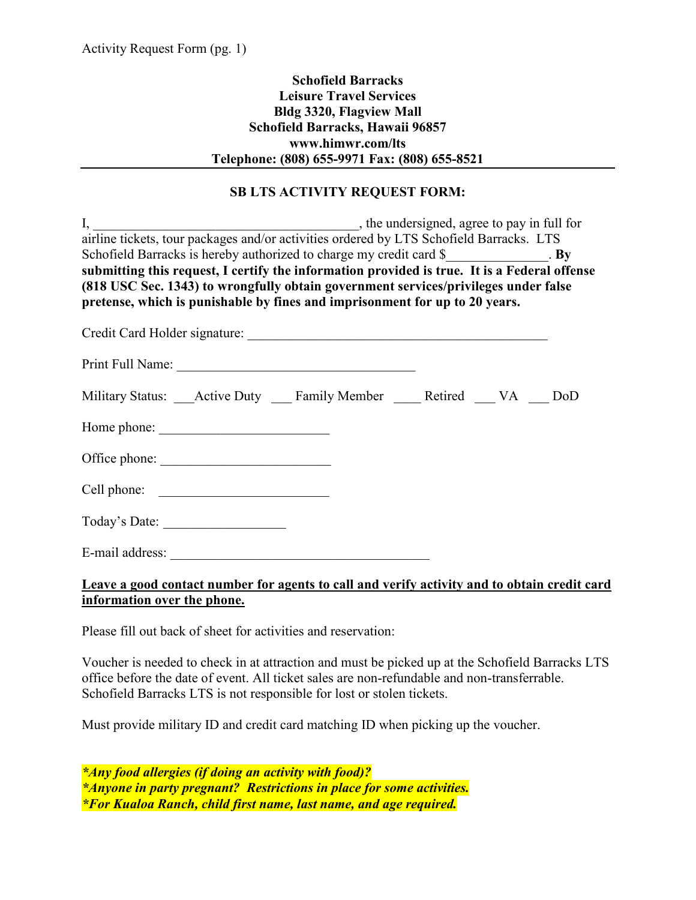Activity Request Form (pg. 1)

**Schofield Barracks**
**Leisure Travel Services**
**Bldg 3320, Flagview Mall**
**Schofield Barracks, Hawaii 96857**
**www.himwr.com/lts**
**Telephone: (808) 655-9971 Fax: (808) 655-8521**

---

## SB LTS ACTIVITY REQUEST FORM:

I, ________________________________________, the undersigned, agree to pay in full for airline tickets, tour packages and/or activities ordered by LTS Schofield Barracks. LTS Schofield Barracks is hereby authorized to charge my credit card $_______________. **By submitting this request, I certify the information provided is true. It is a Federal offense (818 USC Sec. 1343) to wrongfully obtain government services/privileges under false pretense, which is punishable by fines and imprisonment for up to 20 years.**

Credit Card Holder signature: ______________________________________________

Print Full Name: ____________________________________

Military Status: ___Active Duty ___ Family Member ____ Retired ___ VA ___ DoD

Home phone: _________________________

Office phone: _________________________

Cell phone: _________________________

Today's Date: __________________

E-mail address: _______________________________________

**<u>Leave a good contact number for agents to call and verify activity and to obtain credit card information over the phone.</u>**

Please fill out back of sheet for activities and reservation:

Voucher is needed to check in at attraction and must be picked up at the Schofield Barracks LTS office before the date of event. All ticket sales are non-refundable and non-transferrable. Schofield Barracks LTS is not responsible for lost or stolen tickets.

Must provide military ID and credit card matching ID when picking up the voucher.

***Any food allergies (if doing an activity with food)?***
***Anyone in party pregnant? Restrictions in place for some activities.***
***For Kualoa Ranch, child first name, last name, and age required.***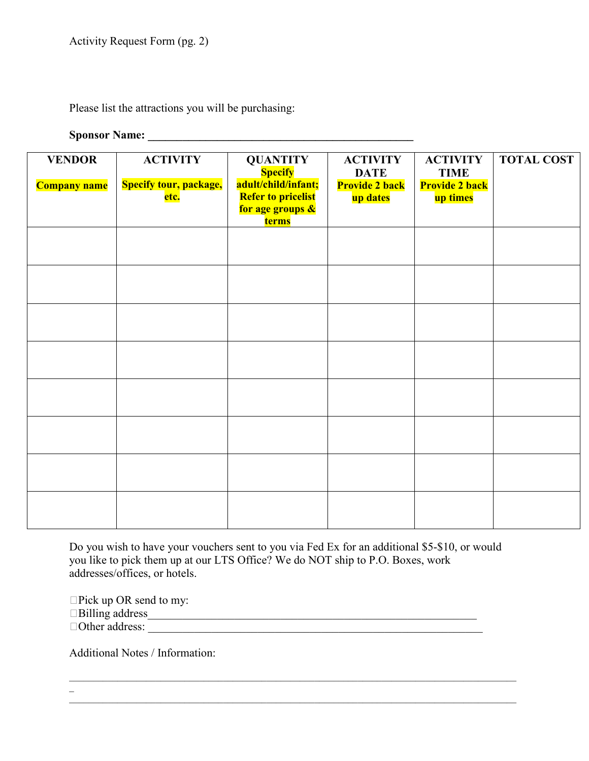Activity Request Form (pg. 2)

Please list the attractions you will be purchasing:

**Sponsor Name: _______________________________________________**

| **VENDOR** **Company name** | **ACTIVITY** **Specify tour, package, etc.** | **QUANTITY** **Specify adult/child/infant; Refer to pricelist for age groups & terms** | **ACTIVITY DATE** **Provide 2 back up dates** | **ACTIVITY TIME** **Provide 2 back up times** | **TOTAL COST** |
|---|---|---|---|---|---|
| | | | | | |
| | | | | | |
| | | | | | |
| | | | | | |
| | | | | | |
| | | | | | |
| | | | | | |
| | | | | | |

Do you wish to have your vouchers sent to you via Fed Ex for an additional $5-$10, or would you like to pick them up at our LTS Office? We do NOT ship to P.O. Boxes, work addresses/offices, or hotels.

☐Pick up OR send to my:
☐Billing address___________________________________________________________
☐Other address: ___________________________________________________________

Additional Notes / Information:

_________________________________________________________________________________
_
_________________________________________________________________________________